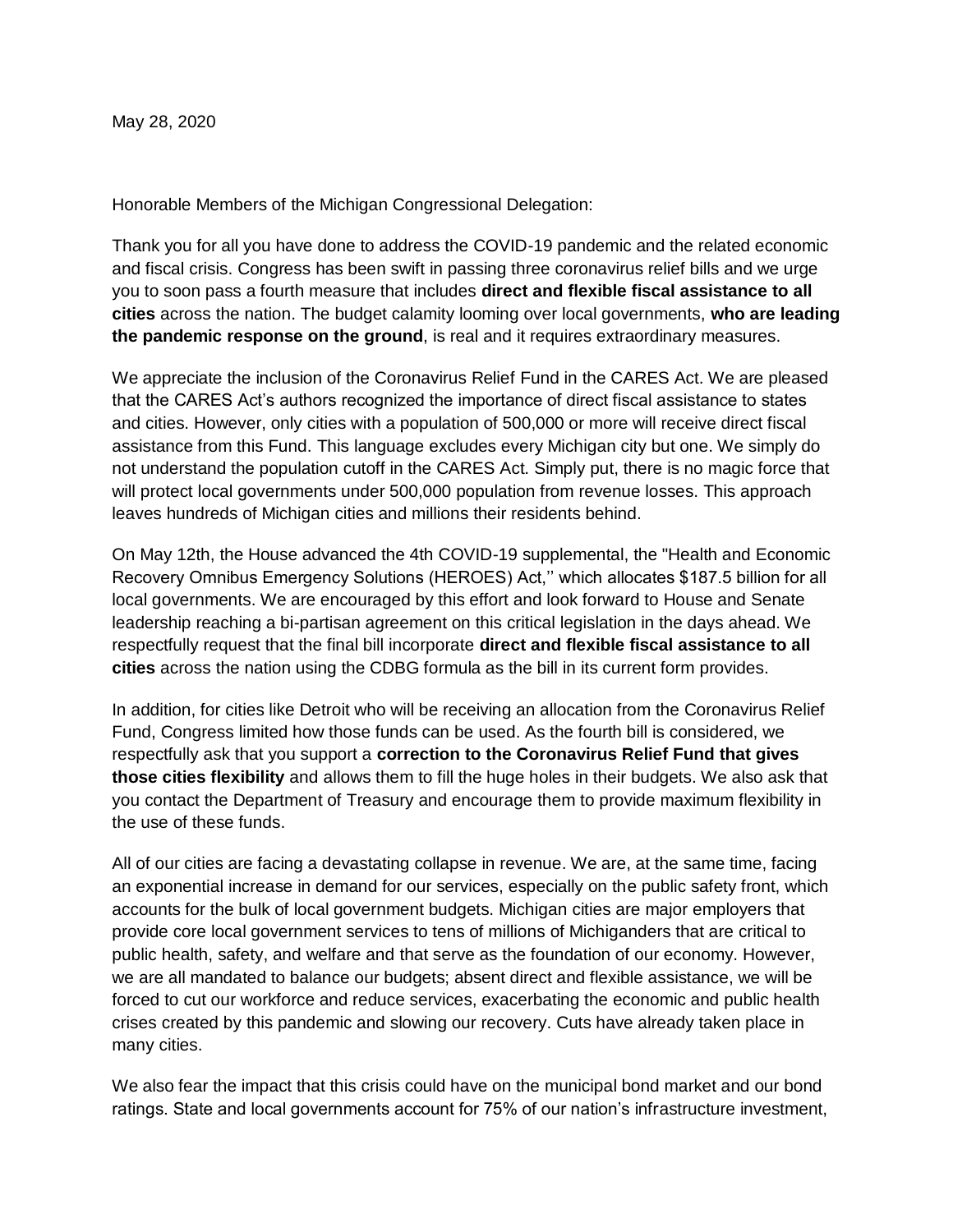May 28, 2020

Honorable Members of the Michigan Congressional Delegation:

Thank you for all you have done to address the COVID-19 pandemic and the related economic and fiscal crisis. Congress has been swift in passing three coronavirus relief bills and we urge you to soon pass a fourth measure that includes **direct and flexible fiscal assistance to all cities** across the nation. The budget calamity looming over local governments, **who are leading the pandemic response on the ground**, is real and it requires extraordinary measures.

We appreciate the inclusion of the Coronavirus Relief Fund in the CARES Act. We are pleased that the CARES Act's authors recognized the importance of direct fiscal assistance to states and cities. However, only cities with a population of 500,000 or more will receive direct fiscal assistance from this Fund. This language excludes every Michigan city but one. We simply do not understand the population cutoff in the CARES Act. Simply put, there is no magic force that will protect local governments under 500,000 population from revenue losses. This approach leaves hundreds of Michigan cities and millions their residents behind.

On May 12th, the House advanced the 4th COVID-19 supplemental, the "Health and Economic Recovery Omnibus Emergency Solutions (HEROES) Act,'' which allocates $187.5 billion for all local governments. We are encouraged by this effort and look forward to House and Senate leadership reaching a bi-partisan agreement on this critical legislation in the days ahead. We respectfully request that the final bill incorporate **direct and flexible fiscal assistance to all cities** across the nation using the CDBG formula as the bill in its current form provides.

In addition, for cities like Detroit who will be receiving an allocation from the Coronavirus Relief Fund, Congress limited how those funds can be used. As the fourth bill is considered, we respectfully ask that you support a **correction to the Coronavirus Relief Fund that gives those cities flexibility** and allows them to fill the huge holes in their budgets. We also ask that you contact the Department of Treasury and encourage them to provide maximum flexibility in the use of these funds.

All of our cities are facing a devastating collapse in revenue. We are, at the same time, facing an exponential increase in demand for our services, especially on the public safety front, which accounts for the bulk of local government budgets. Michigan cities are major employers that provide core local government services to tens of millions of Michiganders that are critical to public health, safety, and welfare and that serve as the foundation of our economy. However, we are all mandated to balance our budgets; absent direct and flexible assistance, we will be forced to cut our workforce and reduce services, exacerbating the economic and public health crises created by this pandemic and slowing our recovery. Cuts have already taken place in many cities.

We also fear the impact that this crisis could have on the municipal bond market and our bond ratings. State and local governments account for 75% of our nation's infrastructure investment,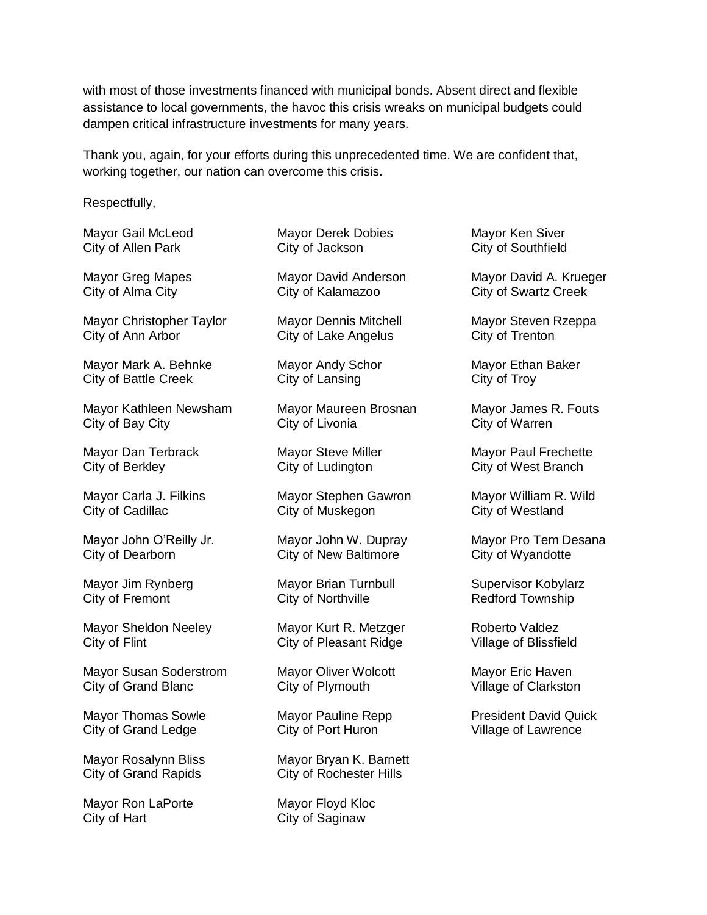with most of those investments financed with municipal bonds. Absent direct and flexible assistance to local governments, the havoc this crisis wreaks on municipal budgets could dampen critical infrastructure investments for many years.

Thank you, again, for your efforts during this unprecedented time. We are confident that, working together, our nation can overcome this crisis.

Respectfully,

Mayor Gail McLeod
City of Allen Park

Mayor Greg Mapes
City of Alma City

Mayor Christopher Taylor
City of Ann Arbor

Mayor Mark A. Behnke
City of Battle Creek

Mayor Kathleen Newsham
City of Bay City

Mayor Dan Terbrack
City of Berkley

Mayor Carla J. Filkins
City of Cadillac

Mayor John O'Reilly Jr.
City of Dearborn

Mayor Jim Rynberg
City of Fremont

Mayor Sheldon Neeley
City of Flint

Mayor Susan Soderstrom
City of Grand Blanc

Mayor Thomas Sowle
City of Grand Ledge

Mayor Rosalynn Bliss
City of Grand Rapids

Mayor Ron LaPorte
City of Hart

Mayor Derek Dobies
City of Jackson

Mayor David Anderson
City of Kalamazoo

Mayor Dennis Mitchell
City of Lake Angelus

Mayor Andy Schor
City of Lansing

Mayor Maureen Brosnan
City of Livonia

Mayor Steve Miller
City of Ludington

Mayor Stephen Gawron
City of Muskegon

Mayor John W. Dupray
City of New Baltimore

Mayor Brian Turnbull
City of Northville

Mayor Kurt R. Metzger
City of Pleasant Ridge

Mayor Oliver Wolcott
City of Plymouth

Mayor Pauline Repp
City of Port Huron

Mayor Bryan K. Barnett
City of Rochester Hills

Mayor Floyd Kloc
City of Saginaw

Mayor Ken Siver
City of Southfield

Mayor David A. Krueger
City of Swartz Creek

Mayor Steven Rzeppa
City of Trenton

Mayor Ethan Baker
City of Troy

Mayor James R. Fouts
City of Warren

Mayor Paul Frechette
City of West Branch

Mayor William R. Wild
City of Westland

Mayor Pro Tem Desana
City of Wyandotte

Supervisor Kobylarz
Redford Township

Roberto Valdez
Village of Blissfield

Mayor Eric Haven
Village of Clarkston

President David Quick
Village of Lawrence